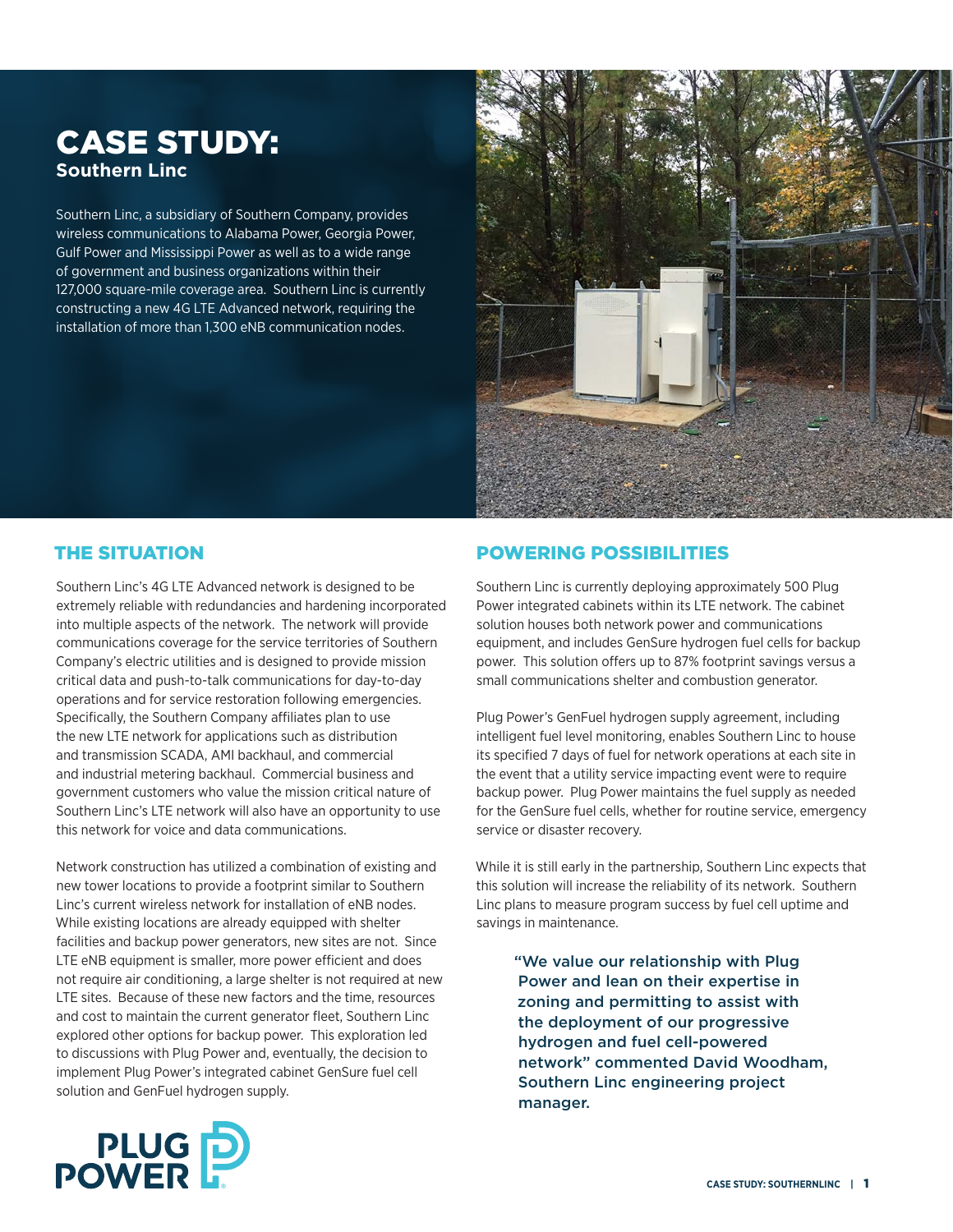# CASE STUDY:
## Southern Linc

Southern Linc, a subsidiary of Southern Company, provides wireless communications to Alabama Power, Georgia Power, Gulf Power and Mississippi Power as well as to a wide range of government and business organizations within their 127,000 square-mile coverage area. Southern Linc is currently constructing a new 4G LTE Advanced network, requiring the installation of more than 1,300 eNB communication nodes.

## THE SITUATION

Southern Linc's 4G LTE Advanced network is designed to be extremely reliable with redundancies and hardening incorporated into multiple aspects of the network. The network will provide communications coverage for the service territories of Southern Company's electric utilities and is designed to provide mission critical data and push-to-talk communications for day-to-day operations and for service restoration following emergencies. Specifically, the Southern Company affiliates plan to use the new LTE network for applications such as distribution and transmission SCADA, AMI backhaul, and commercial and industrial metering backhaul. Commercial business and government customers who value the mission critical nature of Southern Linc's LTE network will also have an opportunity to use this network for voice and data communications.

Network construction has utilized a combination of existing and new tower locations to provide a footprint similar to Southern Linc's current wireless network for installation of eNB nodes. While existing locations are already equipped with shelter facilities and backup power generators, new sites are not. Since LTE eNB equipment is smaller, more power efficient and does not require air conditioning, a large shelter is not required at new LTE sites. Because of these new factors and the time, resources and cost to maintain the current generator fleet, Southern Linc explored other options for backup power. This exploration led to discussions with Plug Power and, eventually, the decision to implement Plug Power's integrated cabinet GenSure fuel cell solution and GenFuel hydrogen supply.

## POWERING POSSIBILITIES

Southern Linc is currently deploying approximately 500 Plug Power integrated cabinets within its LTE network. The cabinet solution houses both network power and communications equipment, and includes GenSure hydrogen fuel cells for backup power. This solution offers up to 87% footprint savings versus a small communications shelter and combustion generator.

Plug Power's GenFuel hydrogen supply agreement, including intelligent fuel level monitoring, enables Southern Linc to house its specified 7 days of fuel for network operations at each site in the event that a utility service impacting event were to require backup power. Plug Power maintains the fuel supply as needed for the GenSure fuel cells, whether for routine service, emergency service or disaster recovery.

While it is still early in the partnership, Southern Linc expects that this solution will increase the reliability of its network. Southern Linc plans to measure program success by fuel cell uptime and savings in maintenance.

> **"We value our relationship with Plug Power and lean on their expertise in zoning and permitting to assist with the deployment of our progressive hydrogen and fuel cell-powered network" commented David Woodham, Southern Linc engineering project manager.**

PLUG POWER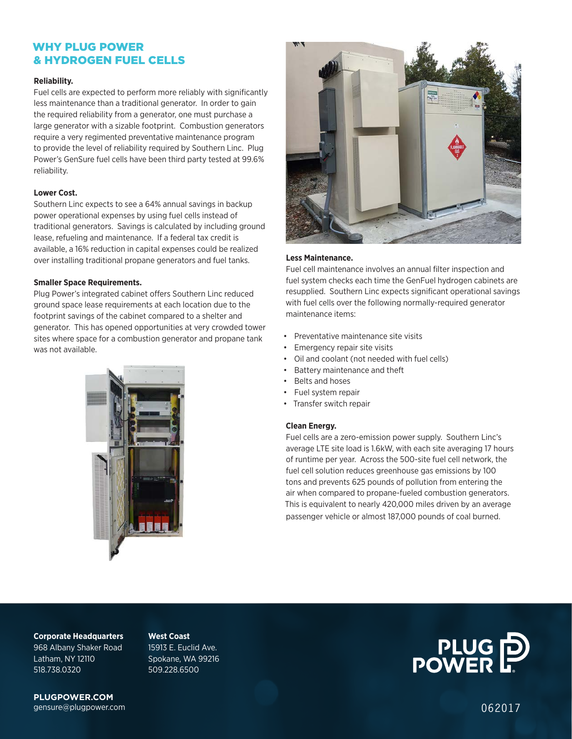## WHY PLUG POWER & HYDROGEN FUEL CELLS

**Reliability.**
Fuel cells are expected to perform more reliably with significantly less maintenance than a traditional generator. In order to gain the required reliability from a generator, one must purchase a large generator with a sizable footprint. Combustion generators require a very regimented preventative maintenance program to provide the level of reliability required by Southern Linc. Plug Power's GenSure fuel cells have been third party tested at 99.6% reliability.

**Lower Cost.**
Southern Linc expects to see a 64% annual savings in backup power operational expenses by using fuel cells instead of traditional generators. Savings is calculated by including ground lease, refueling and maintenance. If a federal tax credit is available, a 16% reduction in capital expenses could be realized over installing traditional propane generators and fuel tanks.

**Smaller Space Requirements.**
Plug Power's integrated cabinet offers Southern Linc reduced ground space lease requirements at each location due to the footprint savings of the cabinet compared to a shelter and generator. This has opened opportunities at very crowded tower sites where space for a combustion generator and propane tank was not available.

**Less Maintenance.**
Fuel cell maintenance involves an annual filter inspection and fuel system checks each time the GenFuel hydrogen cabinets are resupplied. Southern Linc expects significant operational savings with fuel cells over the following normally-required generator maintenance items:

- Preventative maintenance site visits
- Emergency repair site visits
- Oil and coolant (not needed with fuel cells)
- Battery maintenance and theft
- Belts and hoses
- Fuel system repair
- Transfer switch repair

**Clean Energy.**
Fuel cells are a zero-emission power supply. Southern Linc's average LTE site load is 1.6kW, with each site averaging 17 hours of runtime per year. Across the 500-site fuel cell network, the fuel cell solution reduces greenhouse gas emissions by 100 tons and prevents 625 pounds of pollution from entering the air when compared to propane-fueled combustion generators. This is equivalent to nearly 420,000 miles driven by an average passenger vehicle or almost 187,000 pounds of coal burned.

**Corporate Headquarters**
968 Albany Shaker Road
Latham, NY 12110
518.738.0320

**West Coast**
15913 E. Euclid Ave.
Spokane, WA 99216
509.228.6500

**PLUGPOWER.COM**
gensure@plugpower.com

062017